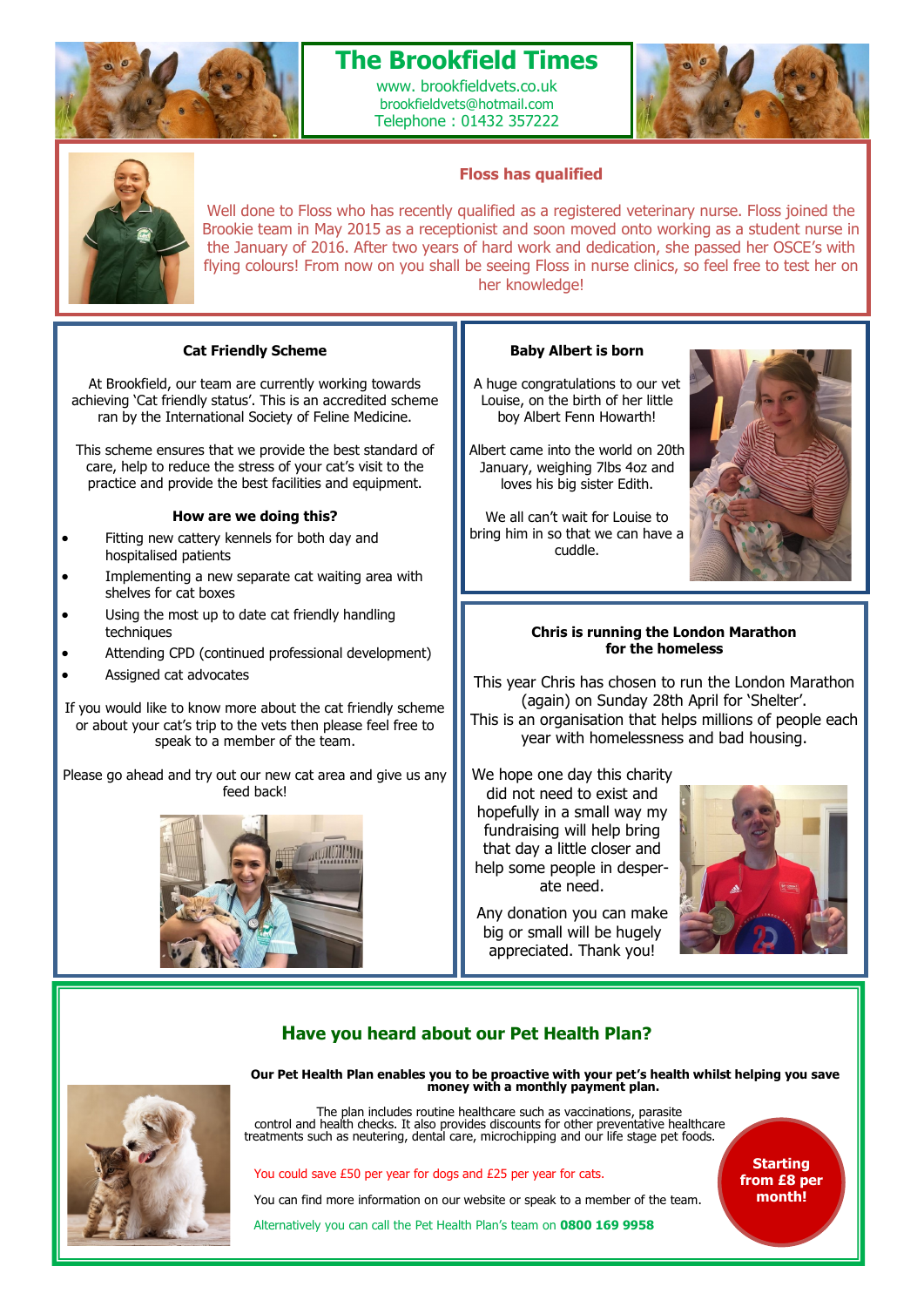# The Brookfield Times

www. brookfieldvets.co.uk
brookfieldvets@hotmail.com
Telephone : 01432 357222

## Floss has qualified

Well done to Floss who has recently qualified as a registered veterinary nurse. Floss joined the Brookie team in May 2015 as a receptionist and soon moved onto working as a student nurse in the January of 2016. After two years of hard work and dedication, she passed her OSCE's with flying colours! From now on you shall be seeing Floss in nurse clinics, so feel free to test her on her knowledge!

## Cat Friendly Scheme

At Brookfield, our team are currently working towards achieving 'Cat friendly status'. This is an accredited scheme ran by the International Society of Feline Medicine.

This scheme ensures that we provide the best standard of care, help to reduce the stress of your cat's visit to the practice and provide the best facilities and equipment.

### How are we doing this?

- Fitting new cattery kennels for both day and hospitalised patients
- Implementing a new separate cat waiting area with shelves for cat boxes
- Using the most up to date cat friendly handling techniques
- Attending CPD (continued professional development)
- Assigned cat advocates

If you would like to know more about the cat friendly scheme or about your cat's trip to the vets then please feel free to speak to a member of the team.

Please go ahead and try out our new cat area and give us any feed back!

## Baby Albert is born

A huge congratulations to our vet Louise, on the birth of her little boy Albert Fenn Howarth!

Albert came into the world on 20th January, weighing 7lbs 4oz and loves his big sister Edith.

We all can't wait for Louise to bring him in so that we can have a cuddle.

## Chris is running the London Marathon for the homeless

This year Chris has chosen to run the London Marathon (again) on Sunday 28th April for 'Shelter'. This is an organisation that helps millions of people each year with homelessness and bad housing.

We hope one day this charity did not need to exist and hopefully in a small way my fundraising will help bring that day a little closer and help some people in desperate need.

Any donation you can make big or small will be hugely appreciated. Thank you!

## Have you heard about our Pet Health Plan?

**Our Pet Health Plan enables you to be proactive with your pet's health whilst helping you save money with a monthly payment plan.**

The plan includes routine healthcare such as vaccinations, parasite control and health checks. It also provides discounts for other preventative healthcare treatments such as neutering, dental care, microchipping and our life stage pet foods.

You could save £50 per year for dogs and £25 per year for cats.

You can find more information on our website or speak to a member of the team.

Alternatively you can call the Pet Health Plan's team on **0800 169 9958**

**Starting from £8 per month!**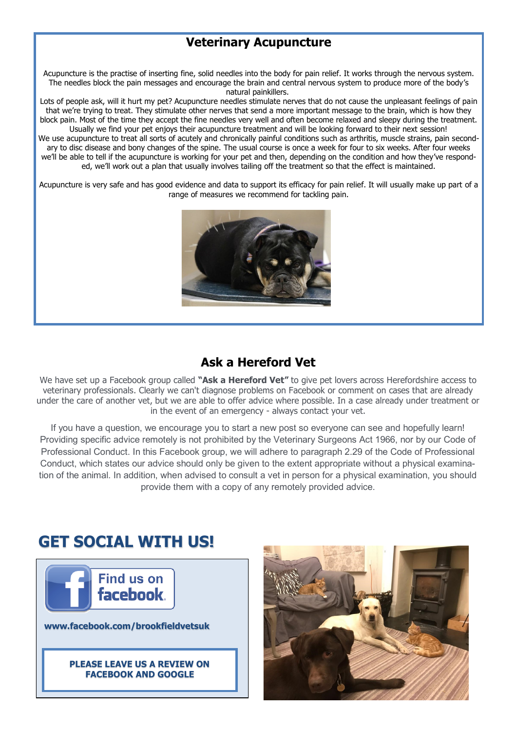## Veterinary Acupuncture

Acupuncture is the practise of inserting fine, solid needles into the body for pain relief. It works through the nervous system. The needles block the pain messages and encourage the brain and central nervous system to produce more of the body's natural painkillers.
Lots of people ask, will it hurt my pet? Acupuncture needles stimulate nerves that do not cause the unpleasant feelings of pain that we're trying to treat. They stimulate other nerves that send a more important message to the brain, which is how they block pain. Most of the time they accept the fine needles very well and often become relaxed and sleepy during the treatment. Usually we find your pet enjoys their acupuncture treatment and will be looking forward to their next session!
We use acupuncture to treat all sorts of acutely and chronically painful conditions such as arthritis, muscle strains, pain secondary to disc disease and bony changes of the spine. The usual course is once a week for four to six weeks. After four weeks we'll be able to tell if the acupuncture is working for your pet and then, depending on the condition and how they've responded, we'll work out a plan that usually involves tailing off the treatment so that the effect is maintained.

Acupuncture is very safe and has good evidence and data to support its efficacy for pain relief. It will usually make up part of a range of measures we recommend for tackling pain.

## Ask a Hereford Vet

We have set up a Facebook group called **"Ask a Hereford Vet"** to give pet lovers across Herefordshire access to veterinary professionals. Clearly we can't diagnose problems on Facebook or comment on cases that are already under the care of another vet, but we are able to offer advice where possible. In a case already under treatment or in the event of an emergency - always contact your vet.

If you have a question, we encourage you to start a new post so everyone can see and hopefully learn! Providing specific advice remotely is not prohibited by the Veterinary Surgeons Act 1966, nor by our Code of Professional Conduct. In this Facebook group, we will adhere to paragraph 2.29 of the Code of Professional Conduct, which states our advice should only be given to the extent appropriate without a physical examination of the animal. In addition, when advised to consult a vet in person for a physical examination, you should provide them with a copy of any remotely provided advice.

## GET SOCIAL WITH US!

Find us on facebook

**www.facebook.com/brookfieldvetsuk**

**PLEASE LEAVE US A REVIEW ON FACEBOOK AND GOOGLE**